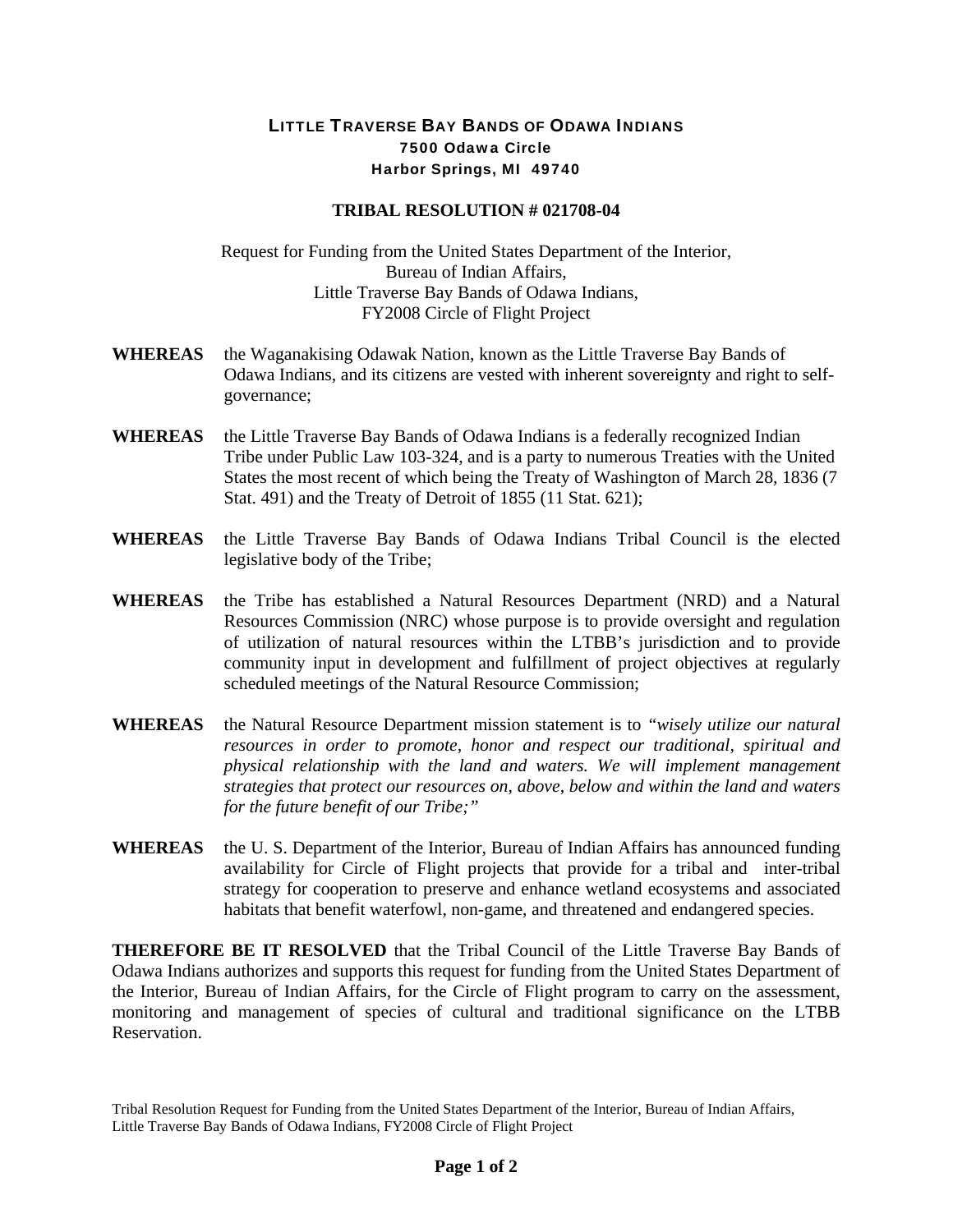**LITTLE TRAVERSE BAY BANDS OF ODAWA INDIANS**
**7500 Odawa Circle**
**Harbor Springs, MI 49740**

**TRIBAL RESOLUTION # 021708-04**

Request for Funding from the United States Department of the Interior,
Bureau of Indian Affairs,
Little Traverse Bay Bands of Odawa Indians,
FY2008 Circle of Flight Project

**WHEREAS** the Waganakising Odawak Nation, known as the Little Traverse Bay Bands of Odawa Indians, and its citizens are vested with inherent sovereignty and right to self-governance;

**WHEREAS** the Little Traverse Bay Bands of Odawa Indians is a federally recognized Indian Tribe under Public Law 103-324, and is a party to numerous Treaties with the United States the most recent of which being the Treaty of Washington of March 28, 1836 (7 Stat. 491) and the Treaty of Detroit of 1855 (11 Stat. 621);

**WHEREAS** the Little Traverse Bay Bands of Odawa Indians Tribal Council is the elected legislative body of the Tribe;

**WHEREAS** the Tribe has established a Natural Resources Department (NRD) and a Natural Resources Commission (NRC) whose purpose is to provide oversight and regulation of utilization of natural resources within the LTBB's jurisdiction and to provide community input in development and fulfillment of project objectives at regularly scheduled meetings of the Natural Resource Commission;

**WHEREAS** the Natural Resource Department mission statement is to *"wisely utilize our natural resources in order to promote, honor and respect our traditional, spiritual and physical relationship with the land and waters. We will implement management strategies that protect our resources on, above, below and within the land and waters for the future benefit of our Tribe;"*

**WHEREAS** the U. S. Department of the Interior, Bureau of Indian Affairs has announced funding availability for Circle of Flight projects that provide for a tribal and inter-tribal strategy for cooperation to preserve and enhance wetland ecosystems and associated habitats that benefit waterfowl, non-game, and threatened and endangered species.

**THEREFORE BE IT RESOLVED** that the Tribal Council of the Little Traverse Bay Bands of Odawa Indians authorizes and supports this request for funding from the United States Department of the Interior, Bureau of Indian Affairs, for the Circle of Flight program to carry on the assessment, monitoring and management of species of cultural and traditional significance on the LTBB Reservation.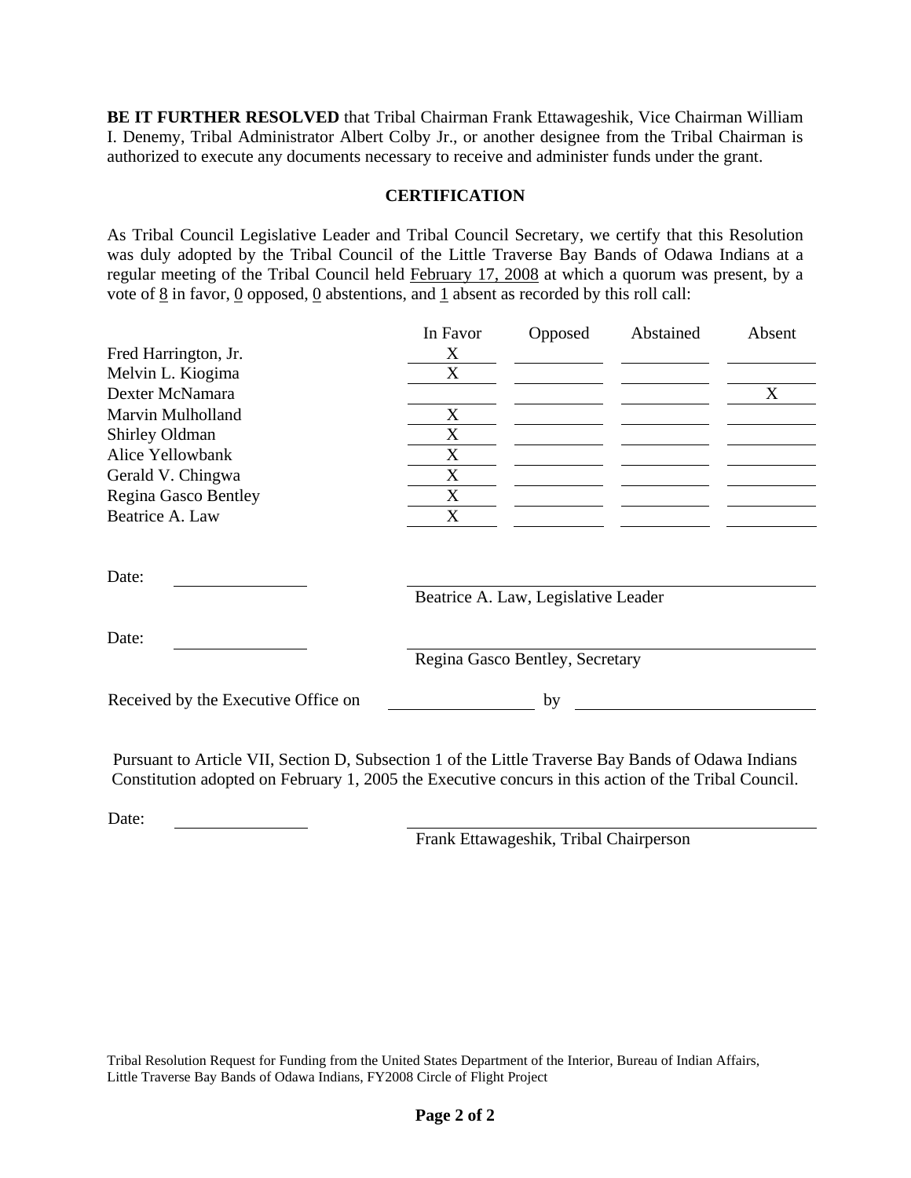**BE IT FURTHER RESOLVED** that Tribal Chairman Frank Ettawageshik, Vice Chairman William I. Denemy, Tribal Administrator Albert Colby Jr., or another designee from the Tribal Chairman is authorized to execute any documents necessary to receive and administer funds under the grant.

## CERTIFICATION

As Tribal Council Legislative Leader and Tribal Council Secretary, we certify that this Resolution was duly adopted by the Tribal Council of the Little Traverse Bay Bands of Odawa Indians at a regular meeting of the Tribal Council held February 17, 2008 at which a quorum was present, by a vote of 8 in favor, 0 opposed, 0 abstentions, and 1 absent as recorded by this roll call:

| | In Favor | Opposed | Abstained | Absent |
|---|---|---|---|---|
| Fred Harrington, Jr. | X | | | |
| Melvin L. Kiogima | X | | | |
| Dexter McNamara | | | | X |
| Marvin Mulholland | X | | | |
| Shirley Oldman | X | | | |
| Alice Yellowbank | X | | | |
| Gerald V. Chingwa | X | | | |
| Regina Gasco Bentley | X | | | |
| Beatrice A. Law | X | | | |

Date: ____________ ______________________________
Beatrice A. Law, Legislative Leader

Date: ____________ ______________________________
Regina Gasco Bentley, Secretary

Received by the Executive Office on ____________ by ______________________

Pursuant to Article VII, Section D, Subsection 1 of the Little Traverse Bay Bands of Odawa Indians Constitution adopted on February 1, 2005 the Executive concurs in this action of the Tribal Council.

Date: ____________ ______________________________
Frank Ettawageshik, Tribal Chairperson

Tribal Resolution Request for Funding from the United States Department of the Interior, Bureau of Indian Affairs, Little Traverse Bay Bands of Odawa Indians, FY2008 Circle of Flight Project